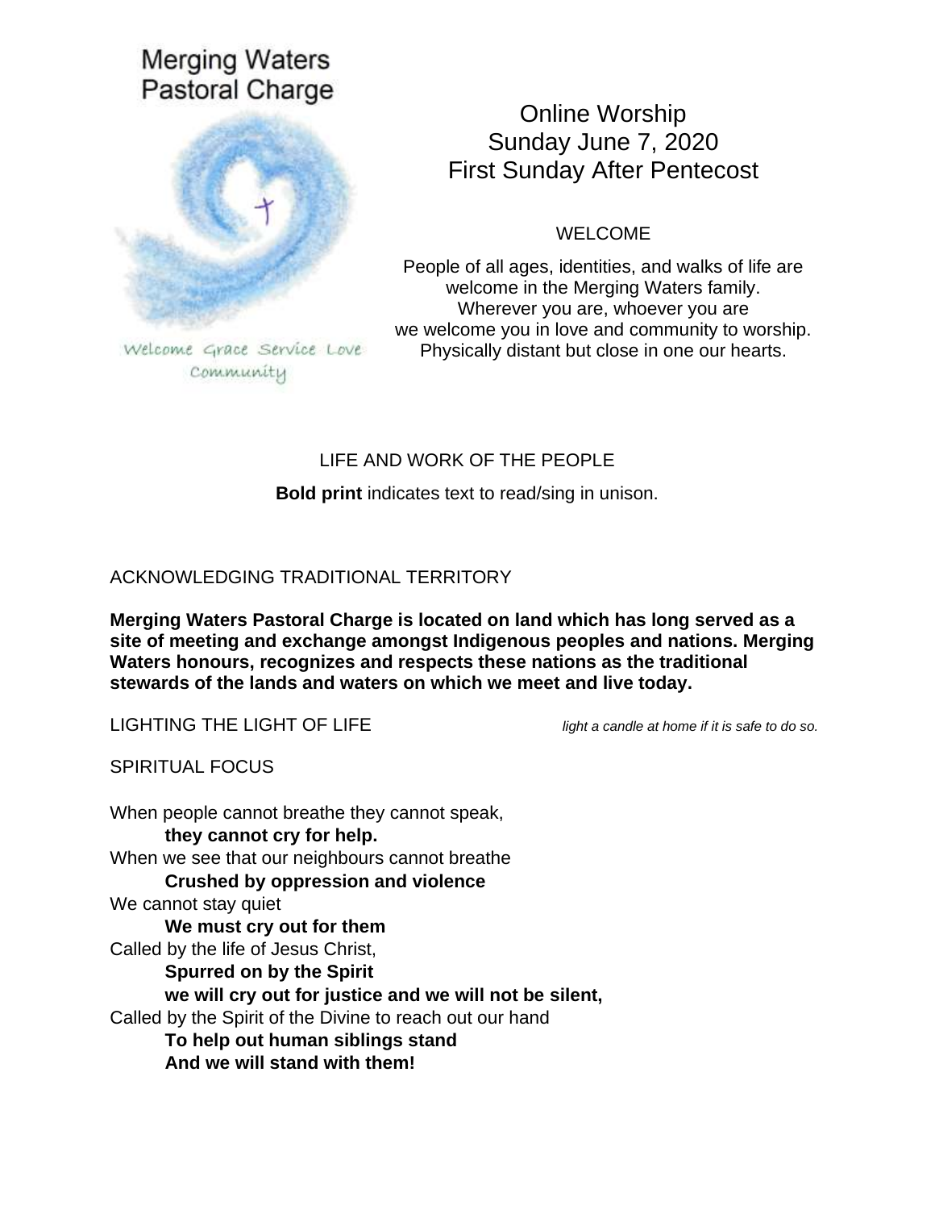# Merging Waters Pastoral Charge

Welcome Grace Service Love Community

## Online Worship
## Sunday June 7, 2020
## First Sunday After Pentecost

WELCOME

People of all ages, identities, and walks of life are welcome in the Merging Waters family.
Wherever you are, whoever you are
we welcome you in love and community to worship.
Physically distant but close in one our hearts.

LIFE AND WORK OF THE PEOPLE

**Bold print** indicates text to read/sing in unison.

ACKNOWLEDGING TRADITIONAL TERRITORY

**Merging Waters Pastoral Charge is located on land which has long served as a site of meeting and exchange amongst Indigenous peoples and nations. Merging Waters honours, recognizes and respects these nations as the traditional stewards of the lands and waters on which we meet and live today.**

LIGHTING THE LIGHT OF LIFE *light a candle at home if it is safe to do so.*

SPIRITUAL FOCUS

When people cannot breathe they cannot speak,
**they cannot cry for help.**
When we see that our neighbours cannot breathe
**Crushed by oppression and violence**
We cannot stay quiet
**We must cry out for them**
Called by the life of Jesus Christ,
**Spurred on by the Spirit**
**we will cry out for justice and we will not be silent,**
Called by the Spirit of the Divine to reach out our hand
**To help out human siblings stand**
**And we will stand with them!**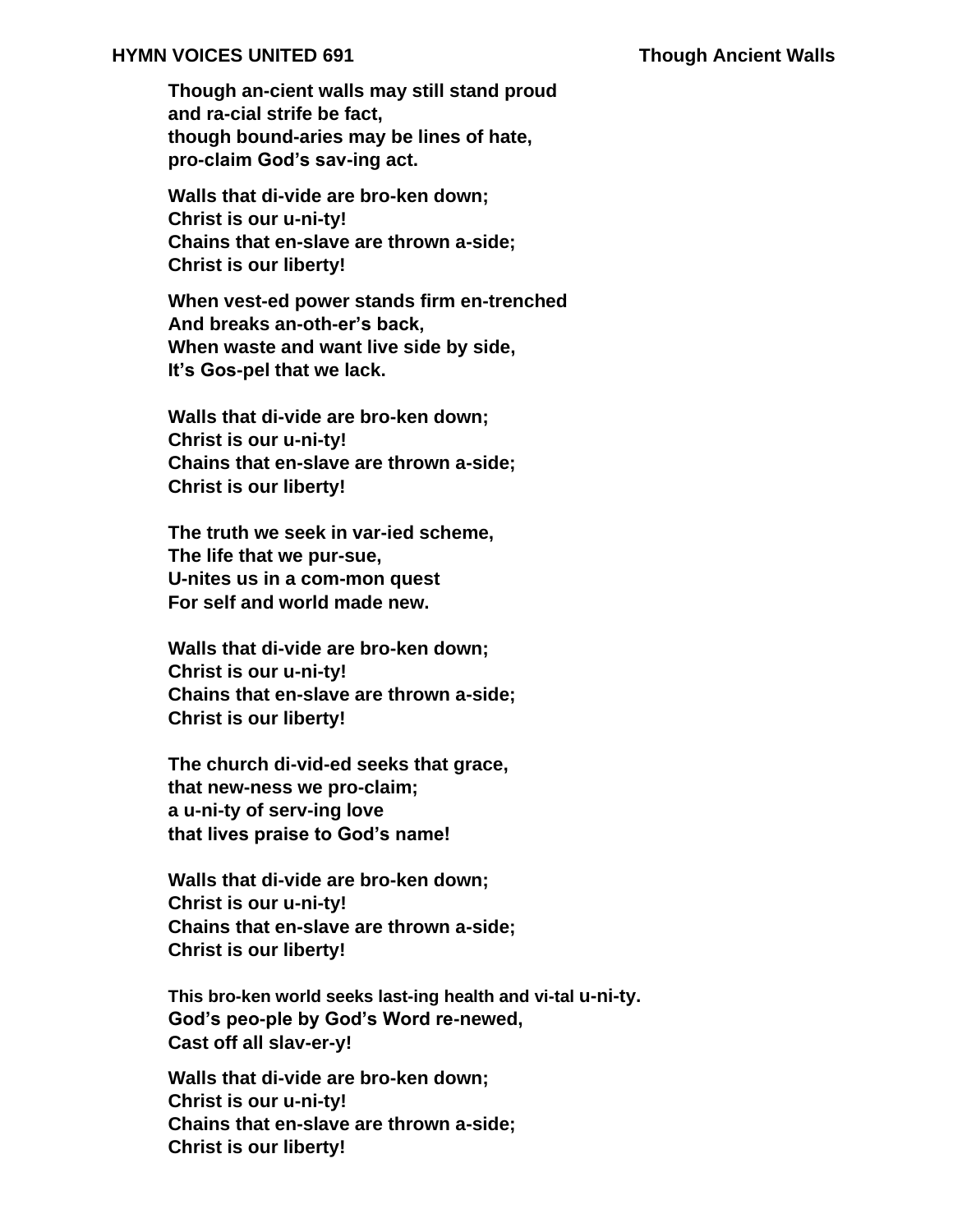**HYMN VOICES UNITED 691** **Though Ancient Walls**

**Though an-cient walls may still stand proud**
**and ra-cial strife be fact,**
**though bound-aries may be lines of hate,**
**pro-claim God's sav-ing act.**

**Walls that di-vide are bro-ken down;**
**Christ is our u-ni-ty!**
**Chains that en-slave are thrown a-side;**
**Christ is our liberty!**

**When vest-ed power stands firm en-trenched**
**And breaks an-oth-er's back,**
**When waste and want live side by side,**
**It's Gos-pel that we lack.**

**Walls that di-vide are bro-ken down;**
**Christ is our u-ni-ty!**
**Chains that en-slave are thrown a-side;**
**Christ is our liberty!**

**The truth we seek in var-ied scheme,**
**The life that we pur-sue,**
**U-nites us in a com-mon quest**
**For self and world made new.**

**Walls that di-vide are bro-ken down;**
**Christ is our u-ni-ty!**
**Chains that en-slave are thrown a-side;**
**Christ is our liberty!**

**The church di-vid-ed seeks that grace,**
**that new-ness we pro-claim;**
**a u-ni-ty of serv-ing love**
**that lives praise to God's name!**

**Walls that di-vide are bro-ken down;**
**Christ is our u-ni-ty!**
**Chains that en-slave are thrown a-side;**
**Christ is our liberty!**

**This bro-ken world seeks last-ing health and vi-tal u-ni-ty.**
**God's peo-ple by God's Word re-newed,**
**Cast off all slav-er-y!**

**Walls that di-vide are bro-ken down;**
**Christ is our u-ni-ty!**
**Chains that en-slave are thrown a-side;**
**Christ is our liberty!**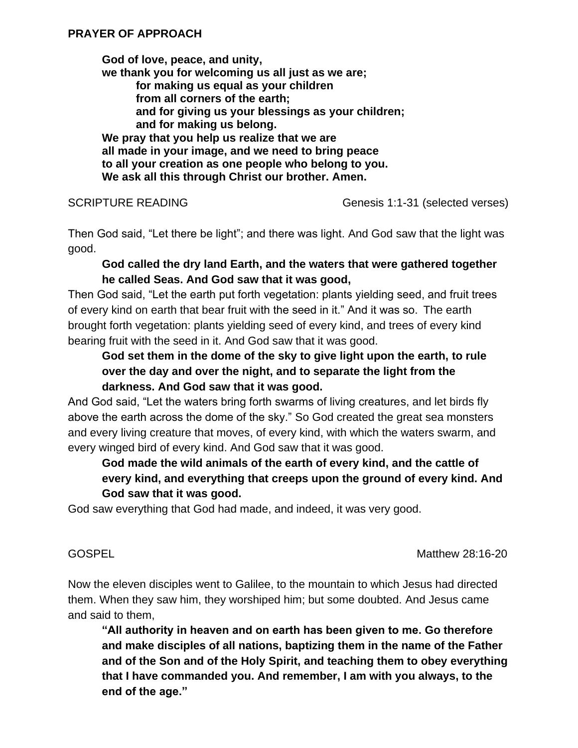**PRAYER OF APPROACH**

**God of love, peace, and unity,**
**we thank you for welcoming us all just as we are;**
**for making us equal as your children**
**from all corners of the earth;**
**and for giving us your blessings as your children;**
**and for making us belong.**
**We pray that you help us realize that we are**
**all made in your image, and we need to bring peace**
**to all your creation as one people who belong to you.**
**We ask all this through Christ our brother. Amen.**

SCRIPTURE READING — Genesis 1:1-31 (selected verses)

Then God said, "Let there be light"; and there was light. And God saw that the light was good.

**God called the dry land Earth, and the waters that were gathered together he called Seas. And God saw that it was good,**

Then God said, "Let the earth put forth vegetation: plants yielding seed, and fruit trees of every kind on earth that bear fruit with the seed in it." And it was so. The earth brought forth vegetation: plants yielding seed of every kind, and trees of every kind bearing fruit with the seed in it. And God saw that it was good.

**God set them in the dome of the sky to give light upon the earth, to rule over the day and over the night, and to separate the light from the darkness. And God saw that it was good.**

And God said, "Let the waters bring forth swarms of living creatures, and let birds fly above the earth across the dome of the sky." So God created the great sea monsters and every living creature that moves, of every kind, with which the waters swarm, and every winged bird of every kind. And God saw that it was good.

**God made the wild animals of the earth of every kind, and the cattle of every kind, and everything that creeps upon the ground of every kind. And God saw that it was good.**

God saw everything that God had made, and indeed, it was very good.

GOSPEL — Matthew 28:16-20

Now the eleven disciples went to Galilee, to the mountain to which Jesus had directed them. When they saw him, they worshiped him; but some doubted. And Jesus came and said to them,

**"All authority in heaven and on earth has been given to me. Go therefore and make disciples of all nations, baptizing them in the name of the Father and of the Son and of the Holy Spirit, and teaching them to obey everything that I have commanded you. And remember, I am with you always, to the end of the age."**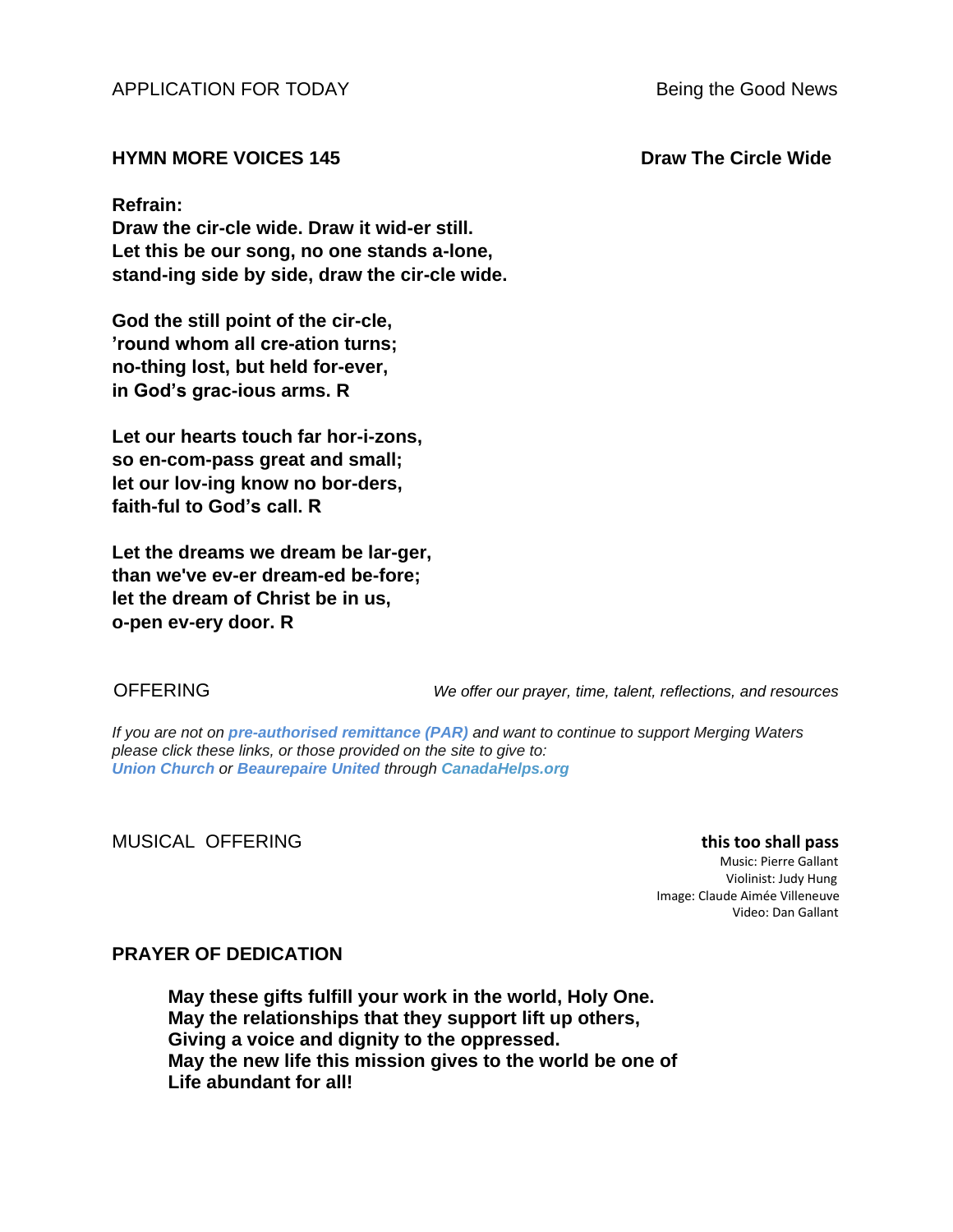APPLICATION FOR TODAY — Being the Good News

**HYMN MORE VOICES 145 — Draw The Circle Wide**

**Refrain:**
**Draw the cir-cle wide. Draw it wid-er still.**
**Let this be our song, no one stands a-lone,**
**stand-ing side by side, draw the cir-cle wide.**

**God the still point of the cir-cle,**
**'round whom all cre-ation turns;**
**no-thing lost, but held for-ever,**
**in God's grac-ious arms. R**

**Let our hearts touch far hor-i-zons,**
**so en-com-pass great and small;**
**let our lov-ing know no bor-ders,**
**faith-ful to God's call. R**

**Let the dreams we dream be lar-ger,**
**than we've ev-er dream-ed be-fore;**
**let the dream of Christ be in us,**
**o-pen ev-ery door. R**

OFFERING — *We offer our prayer, time, talent, reflections, and resources*

*If you are not on* ***pre-authorised remittance (PAR)*** *and want to continue to support Merging Waters please click these links, or those provided on the site to give to:*
***Union Church*** *or* ***Beaurepaire United*** *through* ***CanadaHelps.org***

MUSICAL OFFERING

**this too shall pass**
Music: Pierre Gallant
Violinist: Judy Hung
Image: Claude Aimée Villeneuve
Video: Dan Gallant

**PRAYER OF DEDICATION**

**May these gifts fulfill your work in the world, Holy One.**
**May the relationships that they support lift up others,**
**Giving a voice and dignity to the oppressed.**
**May the new life this mission gives to the world be one of**
**Life abundant for all!**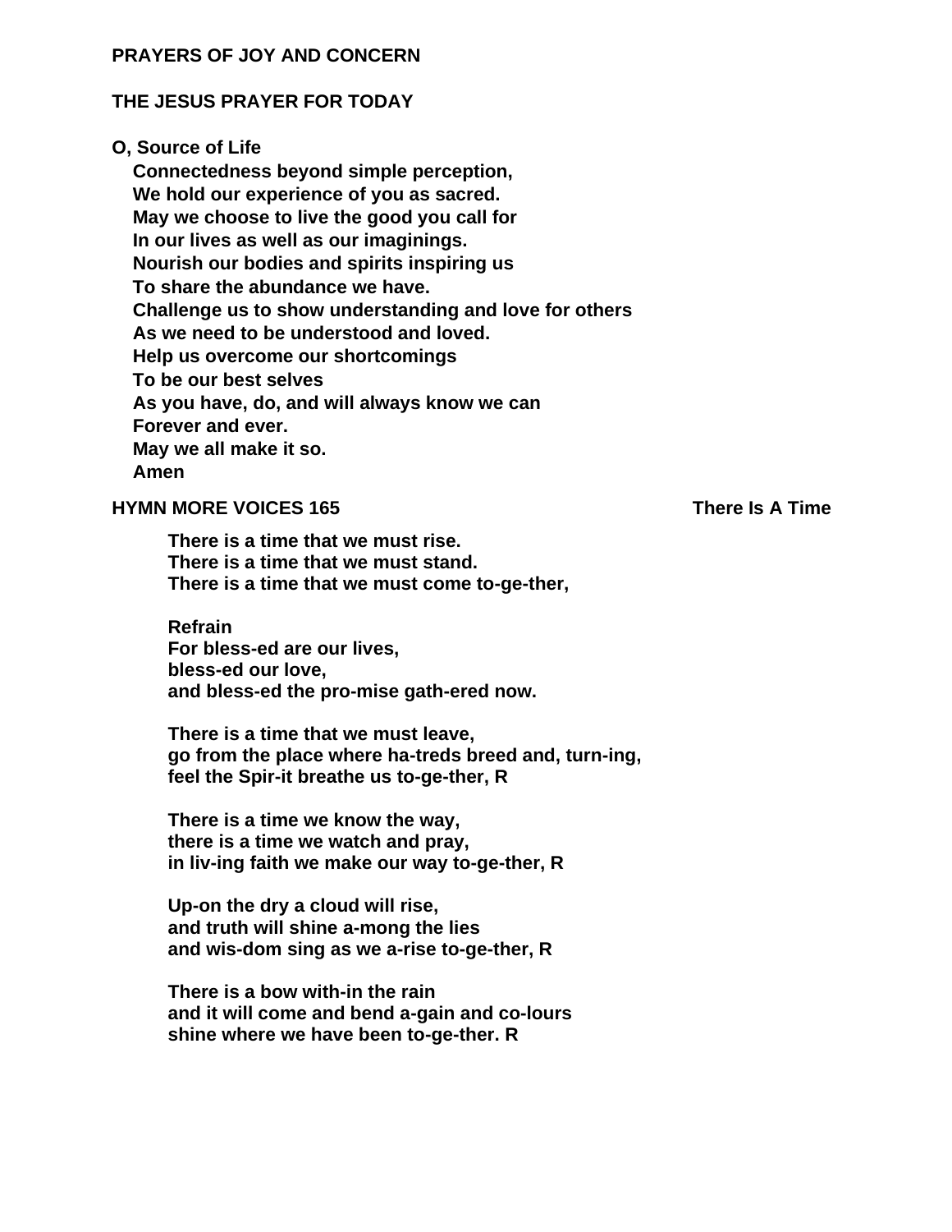**PRAYERS OF JOY AND CONCERN**

**THE JESUS PRAYER FOR TODAY**

**O, Source of Life**
**Connectedness beyond simple perception,**
**We hold our experience of you as sacred.**
**May we choose to live the good you call for**
**In our lives as well as our imaginings.**
**Nourish our bodies and spirits inspiring us**
**To share the abundance we have.**
**Challenge us to show understanding and love for others**
**As we need to be understood and loved.**
**Help us overcome our shortcomings**
**To be our best selves**
**As you have, do, and will always know we can**
**Forever and ever.**
**May we all make it so.**
**Amen**

**HYMN MORE VOICES 165 — There Is A Time**

**There is a time that we must rise.**
**There is a time that we must stand.**
**There is a time that we must come to-ge-ther,**

**Refrain**
**For bless-ed are our lives,**
**bless-ed our love,**
**and bless-ed the pro-mise gath-ered now.**

**There is a time that we must leave,**
**go from the place where ha-treds breed and, turn-ing,**
**feel the Spir-it breathe us to-ge-ther, R**

**There is a time we know the way,**
**there is a time we watch and pray,**
**in liv-ing faith we make our way to-ge-ther, R**

**Up-on the dry a cloud will rise,**
**and truth will shine a-mong the lies**
**and wis-dom sing as we a-rise to-ge-ther, R**

**There is a bow with-in the rain**
**and it will come and bend a-gain and co-lours**
**shine where we have been to-ge-ther. R**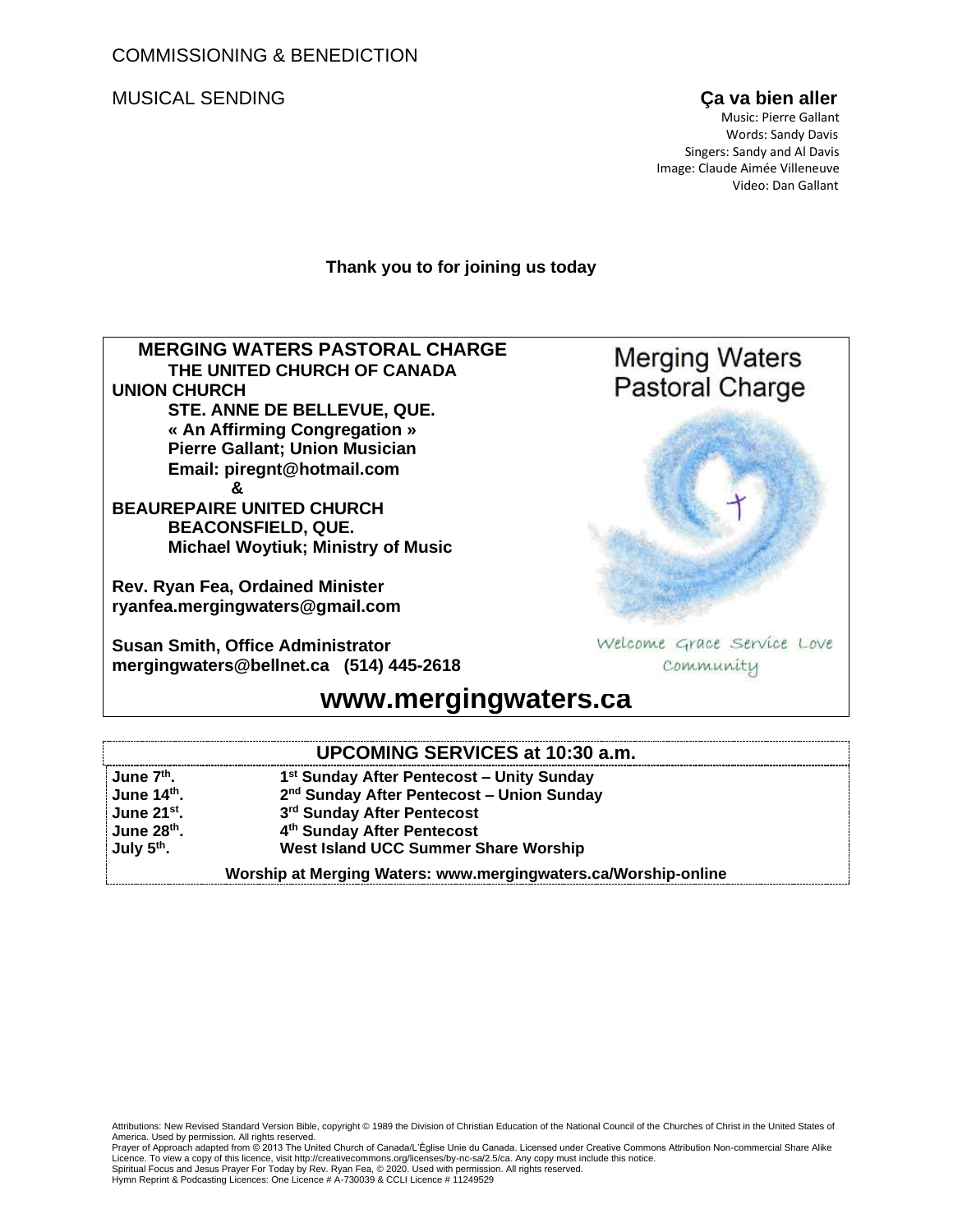COMMISSIONING & BENEDICTION

MUSICAL SENDING **Ça va bien aller**

Music: Pierre Gallant
Words: Sandy Davis
Singers: Sandy and Al Davis
Image: Claude Aimée Villeneuve
Video: Dan Gallant

**Thank you to for joining us today**

**MERGING WATERS PASTORAL CHARGE**
**THE UNITED CHURCH OF CANADA**
**UNION CHURCH**
**STE. ANNE DE BELLEVUE, QUE.**
**« An Affirming Congregation »**
**Pierre Gallant; Union Musician**
**Email: piregnt@hotmail.com**
**&**
**BEAUREPAIRE UNITED CHURCH**
**BEACONSFIELD, QUE.**
**Michael Woytiuk; Ministry of Music**

**Rev. Ryan Fea, Ordained Minister**
**ryanfea.mergingwaters@gmail.com**

**Susan Smith, Office Administrator**
**mergingwaters@bellnet.ca (514) 445-2618**

Merging Waters Pastoral Charge

Welcome Grace Service Love Community

# www.mergingwaters.ca

| **UPCOMING SERVICES at 10:30 a.m.** | |
|---|---|
| **June 7th.** | **1st Sunday After Pentecost – Unity Sunday** |
| **June 14th.** | **2nd Sunday After Pentecost – Union Sunday** |
| **June 21st.** | **3rd Sunday After Pentecost** |
| **June 28th.** | **4th Sunday After Pentecost** |
| **July 5th.** | **West Island UCC Summer Share Worship** |

**Worship at Merging Waters: www.mergingwaters.ca/Worship-online**

Attributions: New Revised Standard Version Bible, copyright © 1989 the Division of Christian Education of the National Council of the Churches of Christ in the United States of America. Used by permission. All rights reserved.
Prayer of Approach adapted from © 2013 The United Church of Canada/L'Église Unie du Canada. Licensed under Creative Commons Attribution Non-commercial Share Alike Licence. To view a copy of this licence, visit http://creativecommons.org/licenses/by-nc-sa/2.5/ca. Any copy must include this notice.
Spiritual Focus and Jesus Prayer For Today by Rev. Ryan Fea, © 2020. Used with permission. All rights reserved.
Hymn Reprint & Podcasting Licences: One Licence # A-730039 & CCLI Licence # 11249529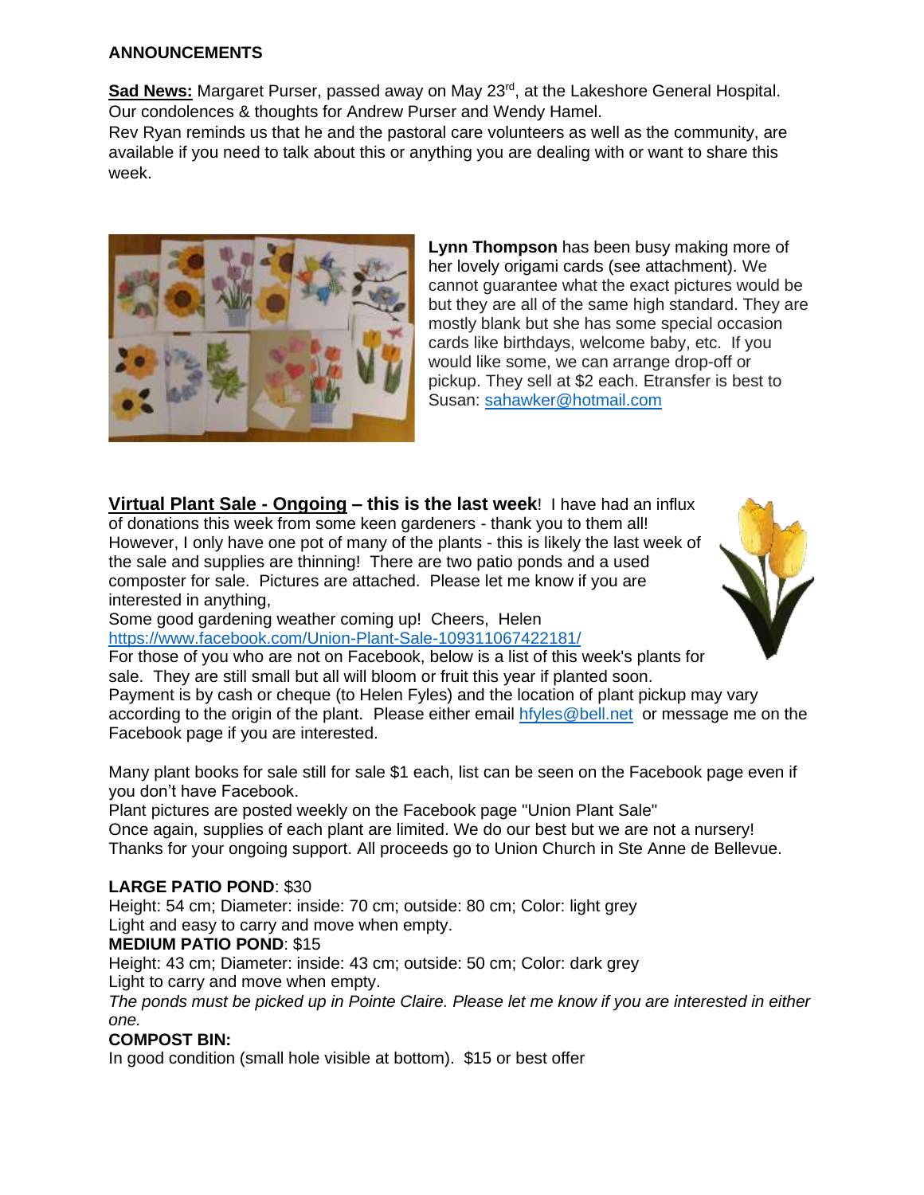**ANNOUNCEMENTS**

**Sad News:** Margaret Purser, passed away on May 23rd, at the Lakeshore General Hospital. Our condolences & thoughts for Andrew Purser and Wendy Hamel.
Rev Ryan reminds us that he and the pastoral care volunteers as well as the community, are available if you need to talk about this or anything you are dealing with or want to share this week.

**Lynn Thompson** has been busy making more of her lovely origami cards (see attachment). We cannot guarantee what the exact pictures would be but they are all of the same high standard. They are mostly blank but she has some special occasion cards like birthdays, welcome baby, etc. If you would like some, we can arrange drop-off or pickup. They sell at $2 each. Etransfer is best to Susan: sahawker@hotmail.com

**Virtual Plant Sale - Ongoing – this is the last week**! I have had an influx of donations this week from some keen gardeners - thank you to them all! However, I only have one pot of many of the plants - this is likely the last week of the sale and supplies are thinning! There are two patio ponds and a used composter for sale. Pictures are attached. Please let me know if you are interested in anything,
Some good gardening weather coming up! Cheers, Helen
https://www.facebook.com/Union-Plant-Sale-109311067422181/
For those of you who are not on Facebook, below is a list of this week's plants for sale. They are still small but all will bloom or fruit this year if planted soon.
Payment is by cash or cheque (to Helen Fyles) and the location of plant pickup may vary according to the origin of the plant. Please either email hfyles@bell.net or message me on the Facebook page if you are interested.

Many plant books for sale still for sale $1 each, list can be seen on the Facebook page even if you don't have Facebook.
Plant pictures are posted weekly on the Facebook page "Union Plant Sale"
Once again, supplies of each plant are limited. We do our best but we are not a nursery!
Thanks for your ongoing support. All proceeds go to Union Church in Ste Anne de Bellevue.

**LARGE PATIO POND**: $30
Height: 54 cm; Diameter: inside: 70 cm; outside: 80 cm; Color: light grey
Light and easy to carry and move when empty.
**MEDIUM PATIO POND**: $15
Height: 43 cm; Diameter: inside: 43 cm; outside: 50 cm; Color: dark grey
Light to carry and move when empty.
*The ponds must be picked up in Pointe Claire. Please let me know if you are interested in either one.*
**COMPOST BIN:**
In good condition (small hole visible at bottom). $15 or best offer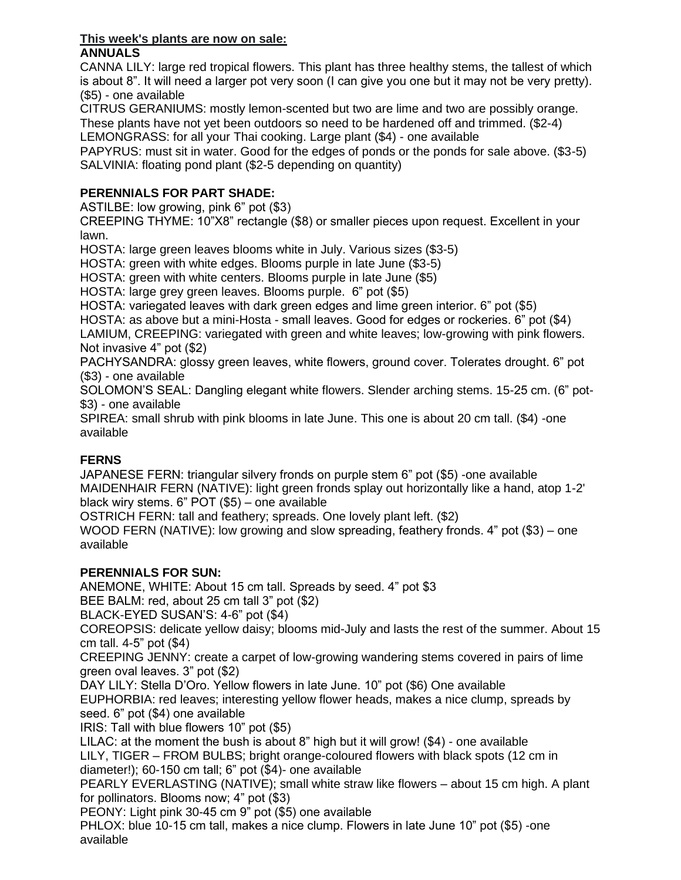**<u>This week's plants are now on sale:</u>**

**ANNUALS**

CANNA LILY: large red tropical flowers. This plant has three healthy stems, the tallest of which is about 8". It will need a larger pot very soon (I can give you one but it may not be very pretty). ($5) - one available

CITRUS GERANIUMS: mostly lemon-scented but two are lime and two are possibly orange. These plants have not yet been outdoors so need to be hardened off and trimmed. ($2-4)

LEMONGRASS: for all your Thai cooking. Large plant ($4) - one available

PAPYRUS: must sit in water. Good for the edges of ponds or the ponds for sale above. ($3-5)

SALVINIA: floating pond plant ($2-5 depending on quantity)

**PERENNIALS FOR PART SHADE:**

ASTILBE: low growing, pink 6" pot ($3)

CREEPING THYME: 10"X8" rectangle ($8) or smaller pieces upon request. Excellent in your lawn.

HOSTA: large green leaves blooms white in July. Various sizes ($3-5)

HOSTA: green with white edges. Blooms purple in late June ($3-5)

HOSTA: green with white centers. Blooms purple in late June ($5)

HOSTA: large grey green leaves. Blooms purple. 6" pot ($5)

HOSTA: variegated leaves with dark green edges and lime green interior. 6" pot ($5)

HOSTA: as above but a mini-Hosta - small leaves. Good for edges or rockeries. 6" pot ($4)

LAMIUM, CREEPING: variegated with green and white leaves; low-growing with pink flowers. Not invasive 4" pot ($2)

PACHYSANDRA: glossy green leaves, white flowers, ground cover. Tolerates drought. 6" pot ($3) - one available

SOLOMON'S SEAL: Dangling elegant white flowers. Slender arching stems. 15-25 cm. (6" pot- $3) - one available

SPIREA: small shrub with pink blooms in late June. This one is about 20 cm tall. ($4) -one available

**FERNS**

JAPANESE FERN: triangular silvery fronds on purple stem 6" pot ($5) -one available

MAIDENHAIR FERN (NATIVE): light green fronds splay out horizontally like a hand, atop 1-2' black wiry stems. 6" POT ($5) – one available

OSTRICH FERN: tall and feathery; spreads. One lovely plant left. ($2)

WOOD FERN (NATIVE): low growing and slow spreading, feathery fronds. 4" pot ($3) – one available

**PERENNIALS FOR SUN:**

ANEMONE, WHITE: About 15 cm tall. Spreads by seed. 4" pot $3

BEE BALM: red, about 25 cm tall 3" pot ($2)

BLACK-EYED SUSAN'S: 4-6" pot ($4)

COREOPSIS: delicate yellow daisy; blooms mid-July and lasts the rest of the summer. About 15 cm tall. 4-5" pot ($4)

CREEPING JENNY: create a carpet of low-growing wandering stems covered in pairs of lime green oval leaves. 3" pot ($2)

DAY LILY: Stella D'Oro. Yellow flowers in late June. 10" pot ($6) One available

EUPHORBIA: red leaves; interesting yellow flower heads, makes a nice clump, spreads by seed. 6" pot ($4) one available

IRIS: Tall with blue flowers 10" pot ($5)

LILAC: at the moment the bush is about 8" high but it will grow! ($4) - one available

LILY, TIGER – FROM BULBS; bright orange-coloured flowers with black spots (12 cm in diameter!); 60-150 cm tall; 6" pot ($4)- one available

PEARLY EVERLASTING (NATIVE); small white straw like flowers – about 15 cm high. A plant for pollinators. Blooms now; 4" pot ($3)

PEONY: Light pink 30-45 cm 9" pot ($5) one available

PHLOX: blue 10-15 cm tall, makes a nice clump. Flowers in late June 10" pot ($5) -one available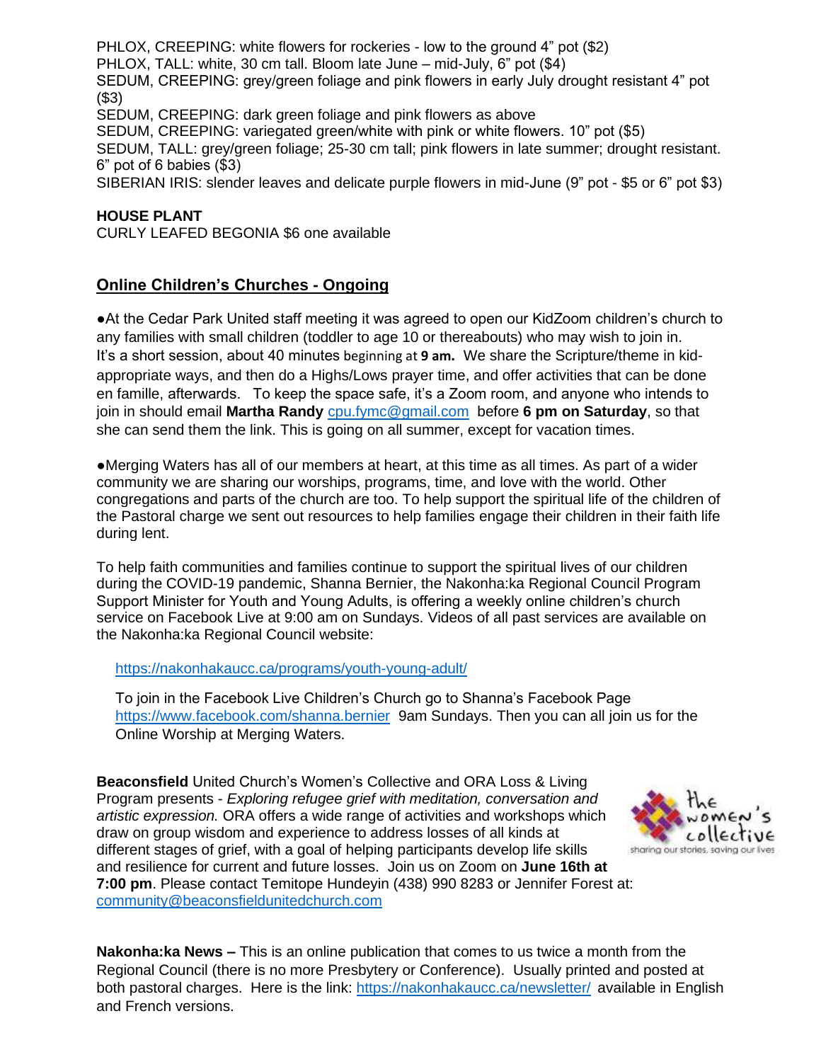PHLOX, CREEPING: white flowers for rockeries - low to the ground 4" pot ($2)
PHLOX, TALL: white, 30 cm tall. Bloom late June – mid-July, 6" pot ($4)
SEDUM, CREEPING: grey/green foliage and pink flowers in early July drought resistant 4" pot ($3)
SEDUM, CREEPING: dark green foliage and pink flowers as above
SEDUM, CREEPING: variegated green/white with pink or white flowers. 10" pot ($5)
SEDUM, TALL: grey/green foliage; 25-30 cm tall; pink flowers in late summer; drought resistant. 6" pot of 6 babies ($3)
SIBERIAN IRIS: slender leaves and delicate purple flowers in mid-June (9" pot - $5 or 6" pot $3)

**HOUSE PLANT**
CURLY LEAFED BEGONIA $6 one available

## Online Children's Churches - Ongoing

●At the Cedar Park United staff meeting it was agreed to open our KidZoom children's church to any families with small children (toddler to age 10 or thereabouts) who may wish to join in. It's a short session, about 40 minutes beginning at **9 am.** We share the Scripture/theme in kid-appropriate ways, and then do a Highs/Lows prayer time, and offer activities that can be done en famille, afterwards. To keep the space safe, it's a Zoom room, and anyone who intends to join in should email **Martha Randy** cpu.fymc@gmail.com before **6 pm on Saturday**, so that she can send them the link. This is going on all summer, except for vacation times.

●Merging Waters has all of our members at heart, at this time as all times. As part of a wider community we are sharing our worships, programs, time, and love with the world. Other congregations and parts of the church are too. To help support the spiritual life of the children of the Pastoral charge we sent out resources to help families engage their children in their faith life during lent.

To help faith communities and families continue to support the spiritual lives of our children during the COVID-19 pandemic, Shanna Bernier, the Nakonha:ka Regional Council Program Support Minister for Youth and Young Adults, is offering a weekly online children's church service on Facebook Live at 9:00 am on Sundays. Videos of all past services are available on the Nakonha:ka Regional Council website:

https://nakonhakaucc.ca/programs/youth-young-adult/

To join in the Facebook Live Children's Church go to Shanna's Facebook Page https://www.facebook.com/shanna.bernier 9am Sundays. Then you can all join us for the Online Worship at Merging Waters.

**Beaconsfield** United Church's Women's Collective and ORA Loss & Living Program presents - *Exploring refugee grief with meditation, conversation and artistic expression.* ORA offers a wide range of activities and workshops which draw on group wisdom and experience to address losses of all kinds at different stages of grief, with a goal of helping participants develop life skills and resilience for current and future losses. Join us on Zoom on **June 16th at 7:00 pm**. Please contact Temitope Hundeyin (438) 990 8283 or Jennifer Forest at: community@beaconsfieldunitedchurch.com

**Nakonha:ka News –** This is an online publication that comes to us twice a month from the Regional Council (there is no more Presbytery or Conference). Usually printed and posted at both pastoral charges. Here is the link: https://nakonhakaucc.ca/newsletter/ available in English and French versions.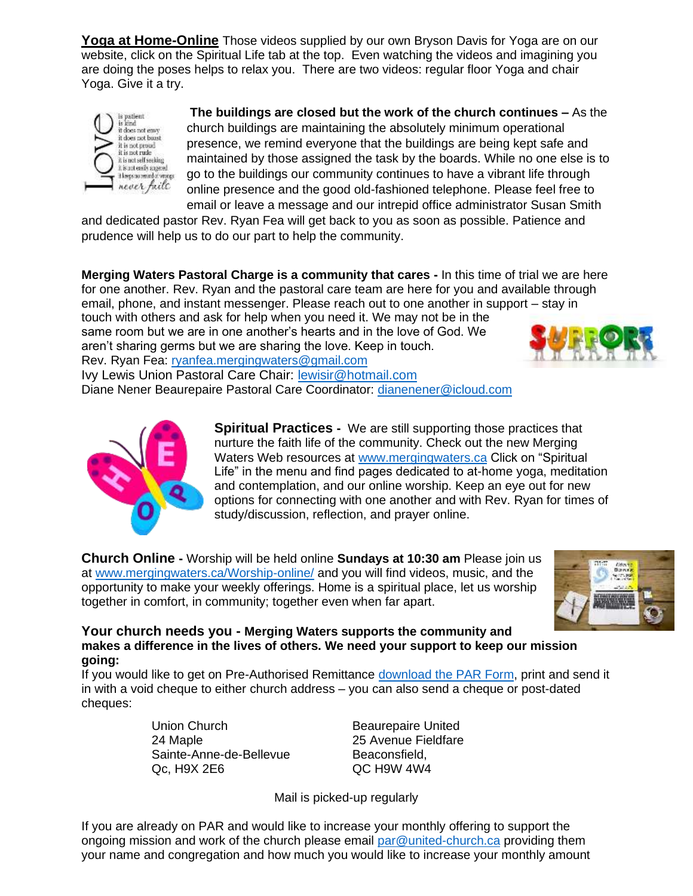**Yoga at Home-Online** Those videos supplied by our own Bryson Davis for Yoga are on our website, click on the Spiritual Life tab at the top. Even watching the videos and imagining you are doing the poses helps to relax you. There are two videos: regular floor Yoga and chair Yoga. Give it a try.

**The buildings are closed but the work of the church continues –** As the church buildings are maintaining the absolutely minimum operational presence, we remind everyone that the buildings are being kept safe and maintained by those assigned the task by the boards. While no one else is to go to the buildings our community continues to have a vibrant life through online presence and the good old-fashioned telephone. Please feel free to email or leave a message and our intrepid office administrator Susan Smith and dedicated pastor Rev. Ryan Fea will get back to you as soon as possible. Patience and prudence will help us to do our part to help the community.

**Merging Waters Pastoral Charge is a community that cares -** In this time of trial we are here for one another. Rev. Ryan and the pastoral care team are here for you and available through email, phone, and instant messenger. Please reach out to one another in support – stay in touch with others and ask for help when you need it. We may not be in the same room but we are in one another's hearts and in the love of God. We aren't sharing germs but we are sharing the love. Keep in touch.
Rev. Ryan Fea: ryanfea.mergingwaters@gmail.com
Ivy Lewis Union Pastoral Care Chair: lewisir@hotmail.com
Diane Nener Beaurepaire Pastoral Care Coordinator: dianenener@icloud.com

**Spiritual Practices -** We are still supporting those practices that nurture the faith life of the community. Check out the new Merging Waters Web resources at www.mergingwaters.ca Click on "Spiritual Life" in the menu and find pages dedicated to at-home yoga, meditation and contemplation, and our online worship. Keep an eye out for new options for connecting with one another and with Rev. Ryan for times of study/discussion, reflection, and prayer online.

**Church Online -** Worship will be held online **Sundays at 10:30 am** Please join us at www.mergingwaters.ca/Worship-online/ and you will find videos, music, and the opportunity to make your weekly offerings. Home is a spiritual place, let us worship together in comfort, in community; together even when far apart.

**Your church needs you - Merging Waters supports the community and makes a difference in the lives of others. We need your support to keep our mission going:**

If you would like to get on Pre-Authorised Remittance download the PAR Form, print and send it in with a void cheque to either church address – you can also send a cheque or post-dated cheques:

Union Church
24 Maple
Sainte-Anne-de-Bellevue
Qc, H9X 2E6

Beaurepaire United
25 Avenue Fieldfare
Beaconsfield,
QC H9W 4W4

Mail is picked-up regularly

If you are already on PAR and would like to increase your monthly offering to support the ongoing mission and work of the church please email par@united-church.ca providing them your name and congregation and how much you would like to increase your monthly amount